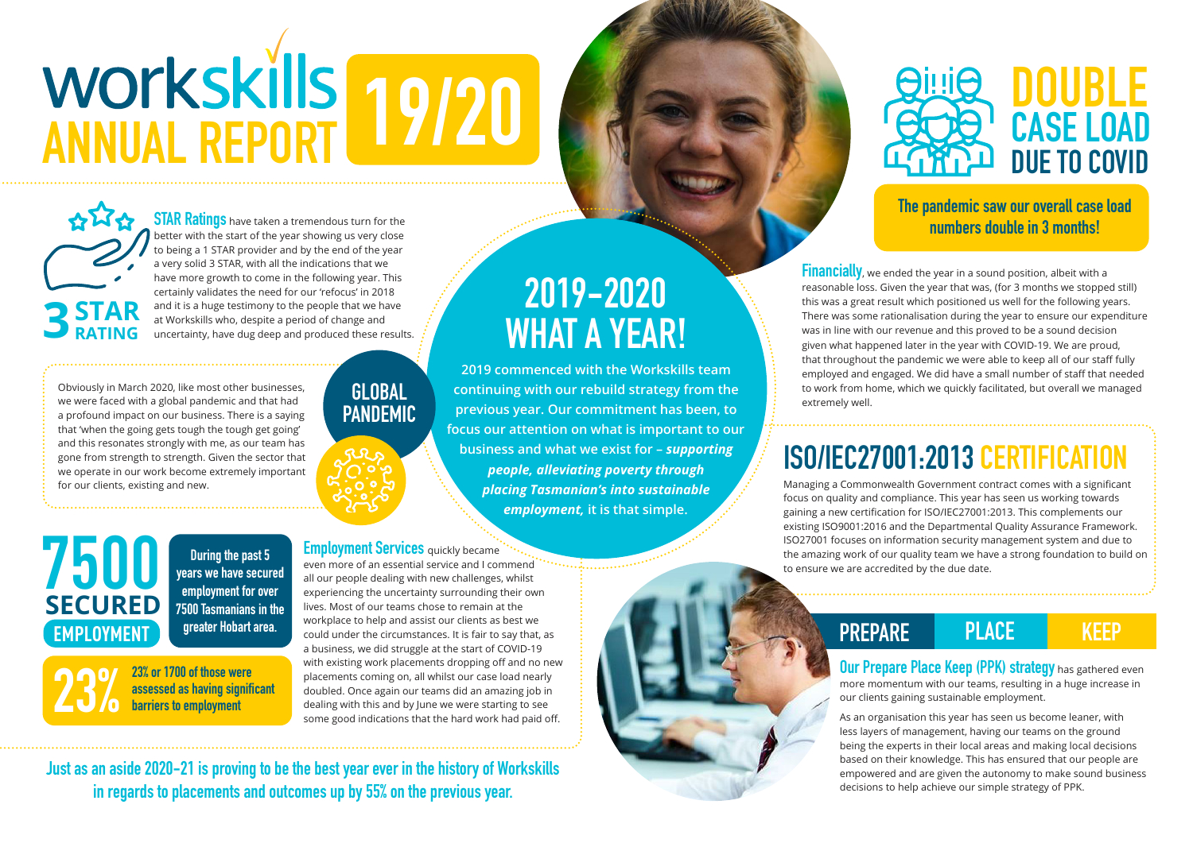# workskills ANNUAL REPORT 19/20

**3 STAR RATING**

**STAR Ratings** have taken a tremendous turn for the better with the start of the year showing us very close to being a 1 STAR provider and by the end of the year a very solid 3 STAR, with all the indications that we have more growth to come in the following year. This certainly validates the need for our 'refocus' in 2018 and it is a huge testimony to the people that we have at Workskills who, despite a period of change and uncertainty, have dug deep and produced these results.

## GLOBAL PANDEMIC

Obviously in March 2020, like most other businesses, we were faced with a global pandemic and that had a profound impact on our business. There is a saying that 'when the going gets tough the tough get going' and this resonates strongly with me, as our team has gone from strength to strength. Given the sector that we operate in our work become extremely important for our clients, existing and new.

## 2019-2020 WHAT A YEAR!

**2019 commenced with the Workskills team continuing with our rebuild strategy from the previous year. Our commitment has been, to focus our attention on what is important to our business and what we exist for – *supporting people, alleviating poverty through placing Tasmanian's into sustainable employment,* it is that simple.**

**7500 SECURED EMPLOYMENT**

**During the past 5 years we have secured employment for over 7500 Tasmanians in the greater Hobart area.**

**23%**

**23% or 1700 of those were assessed as having significant barriers to employment**

**Employment Services** quickly became even more of an essential service and I commend all our people dealing with new challenges, whilst experiencing the uncertainty surrounding their own lives. Most of our teams chose to remain at the workplace to help and assist our clients as best we could under the circumstances. It is fair to say that, as a business, we did struggle at the start of COVID-19 with existing work placements dropping off and no new placements coming on, all whilst our case load nearly doubled. Once again our teams did an amazing job in dealing with this and by June we were starting to see some good indications that the hard work had paid off.

**Just as an aside 2020-21 is proving to be the best year ever in the history of Workskills in regards to placements and outcomes up by 55% on the previous year.**

## DOUBLE CASE LOAD DUE TO COVID

**The pandemic saw our overall case load numbers double in 3 months!**

**Financially**, we ended the year in a sound position, albeit with a reasonable loss. Given the year that was, (for 3 months we stopped still) this was a great result which positioned us well for the following years. There was some rationalisation during the year to ensure our expenditure was in line with our revenue and this proved to be a sound decision given what happened later in the year with COVID-19. We are proud, that throughout the pandemic we were able to keep all of our staff fully employed and engaged. We did have a small number of staff that needed to work from home, which we quickly facilitated, but overall we managed extremely well.

## ISO/IEC27001:2013 CERTIFICATION

Managing a Commonwealth Government contract comes with a significant focus on quality and compliance. This year has seen us working towards gaining a new certification for ISO/IEC27001:2013. This complements our existing ISO9001:2016 and the Departmental Quality Assurance Framework. ISO27001 focuses on information security management system and due to the amazing work of our quality team we have a strong foundation to build on to ensure we are accredited by the due date.

## PREPARE | PLACE | KEEP

**Our Prepare Place Keep (PPK) strategy** has gathered even more momentum with our teams, resulting in a huge increase in our clients gaining sustainable employment.

As an organisation this year has seen us become leaner, with less layers of management, having our teams on the ground being the experts in their local areas and making local decisions based on their knowledge. This has ensured that our people are empowered and are given the autonomy to make sound business decisions to help achieve our simple strategy of PPK.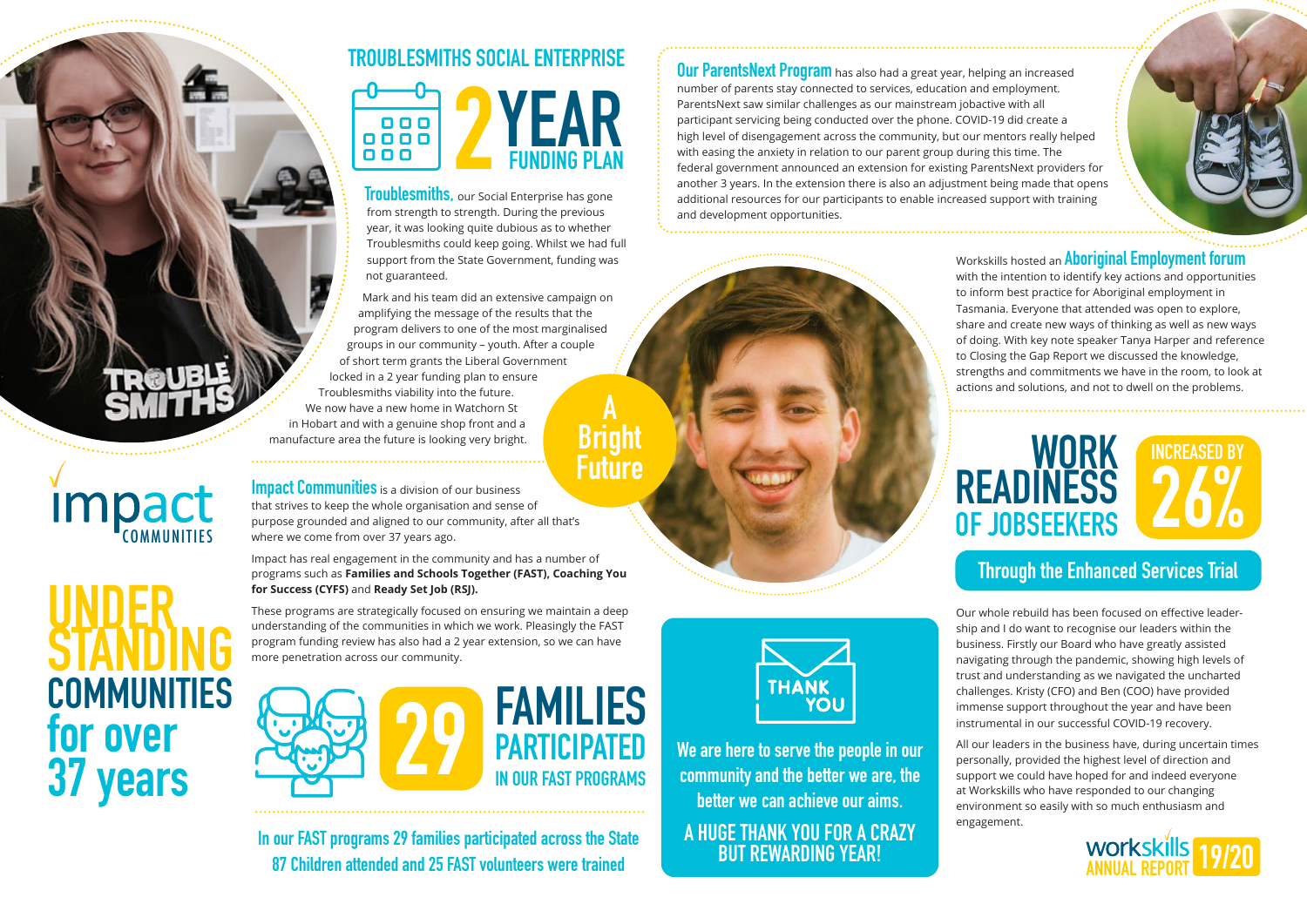## TROUBLESMITHS SOCIAL ENTERPRISE

**2 YEAR FUNDING PLAN**

**Troublesmiths,** our Social Enterprise has gone from strength to strength. During the previous year, it was looking quite dubious as to whether Troublesmiths could keep going. Whilst we had full support from the State Government, funding was not guaranteed.

Mark and his team did an extensive campaign on amplifying the message of the results that the program delivers to one of the most marginalised groups in our community – youth. After a couple of short term grants the Liberal Government locked in a 2 year funding plan to ensure Troublesmiths viability into the future. We now have a new home in Watchorn St in Hobart and with a genuine shop front and a manufacture area the future is looking very bright.

**A Bright Future**

impact COMMUNITIES

# UNDERSTANDING COMMUNITIES for over 37 years

**Impact Communities** is a division of our business that strives to keep the whole organisation and sense of purpose grounded and aligned to our community, after all that's where we come from over 37 years ago.

Impact has real engagement in the community and has a number of programs such as **Families and Schools Together (FAST), Coaching You for Success (CYFS)** and **Ready Set Job (RSJ).**

These programs are strategically focused on ensuring we maintain a deep understanding of the communities in which we work. Pleasingly the FAST program funding review has also had a 2 year extension, so we can have more penetration across our community.

**29 FAMILIES PARTICIPATED IN OUR FAST PROGRAMS**

**In our FAST programs 29 families participated across the State 87 Children attended and 25 FAST volunteers were trained**

**Our ParentsNext Program** has also had a great year, helping an increased number of parents stay connected to services, education and employment. ParentsNext saw similar challenges as our mainstream jobactive with all participant servicing being conducted over the phone. COVID-19 did create a high level of disengagement across the community, but our mentors really helped with easing the anxiety in relation to our parent group during this time. The federal government announced an extension for existing ParentsNext providers for another 3 years. In the extension there is also an adjustment being made that opens additional resources for our participants to enable increased support with training and development opportunities.

Workskills hosted an **Aboriginal Employment forum** with the intention to identify key actions and opportunities to inform best practice for Aboriginal employment in Tasmania. Everyone that attended was open to explore, share and create new ways of thinking as well as new ways of doing. With key note speaker Tanya Harper and reference to Closing the Gap Report we discussed the knowledge, strengths and commitments we have in the room, to look at actions and solutions, and not to dwell on the problems.

## WORK READINESS OF JOBSEEKERS INCREASED BY 26%

### Through the Enhanced Services Trial

THANK YOU

**We are here to serve the people in our community and the better we are, the better we can achieve our aims.**

**A HUGE THANK YOU FOR A CRAZY BUT REWARDING YEAR!**

Our whole rebuild has been focused on effective leadership and I do want to recognise our leaders within the business. Firstly our Board who have greatly assisted navigating through the pandemic, showing high levels of trust and understanding as we navigated the uncharted challenges. Kristy (CFO) and Ben (COO) have provided immense support throughout the year and have been instrumental in our successful COVID-19 recovery.

All our leaders in the business have, during uncertain times personally, provided the highest level of direction and support we could have hoped for and indeed everyone at Workskills who have responded to our changing environment so easily with so much enthusiasm and engagement.